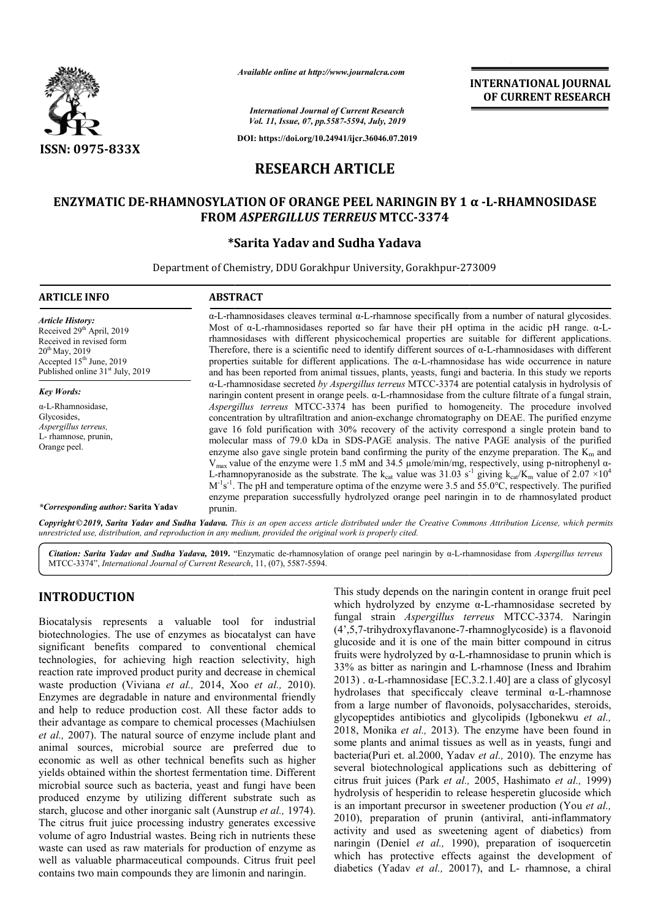*Available online at http://www.journalcra.com*

*International Journal of Current Research*
*Vol. 11, Issue, 07, pp.5587-5594, July, 2019*

**DOI: https://doi.org/10.24941/ijcr.36046.07.2019**

**ISSN: 0975-833X**

**INTERNATIONAL JOURNAL OF CURRENT RESEARCH**

# RESEARCH ARTICLE

# ENZYMATIC DE-RHAMNOSYLATION OF ORANGE PEEL NARINGIN BY 1 α -L-RHAMNOSIDASE FROM *ASPERGILLUS TERREUS* MTCC-3374

**\*Sarita Yadav and Sudha Yadava**

Department of Chemistry, DDU Gorakhpur University, Gorakhpur-273009

## ARTICLE INFO

*Article History:*
Received 29th April, 2019
Received in revised form 20th May, 2019
Accepted 15th June, 2019
Published online 31st July, 2019

*Key Words:*
α-L-Rhamnosidase,
Glycosides,
*Aspergillus terreus,*
L- rhamnose, prunin,
Orange peel.

*\*Corresponding author:* **Sarita Yadav**

## ABSTRACT

α-L-rhamnosidases cleaves terminal α-L-rhamnose specifically from a number of natural glycosides. Most of α-L-rhamnosidases reported so far have their pH optima in the acidic pH range. α-L-rhamnosidases with different physicochemical properties are suitable for different applications. Therefore, there is a scientific need to identify different sources of α-L-rhamnosidases with different properties suitable for different applications. The α-L-rhamnosidase has wide occurrence in nature and has been reported from animal tissues, plants, yeasts, fungi and bacteria. In this study we reports α-L-rhamnosidase secreted *by Aspergillus terreus* MTCC-3374 are potential catalysis in hydrolysis of naringin content present in orange peels. α-L-rhamnosidase from the culture filtrate of a fungal strain, *Aspergillus terreus* MTCC-3374 has been purified to homogeneity. The procedure involved concentration by ultrafiltration and anion-exchange chromatography on DEAE. The purified enzyme gave 16 fold purification with 30% recovery of the activity correspond a single protein band to molecular mass of 79.0 kDa in SDS-PAGE analysis. The native PAGE analysis of the purified enzyme also gave single protein band confirming the purity of the enzyme preparation. The $K_m$ and $V_{max}$ value of the enzyme were 1.5 mM and 34.5 µmole/min/mg, respectively, using p-nitrophenyl α-L-rhamnopyranoside as the substrate. The $k_{cat}$ value was 31.03 $s^{-1}$ giving $k_{cat}/K_m$ value of $2.07 \times 10^4$ $M^{-1}s^{-1}$. The pH and temperature optima of the enzyme were 3.5 and 55.0°C, respectively. The purified enzyme preparation successfully hydrolyzed orange peel naringin in to de rhamnosylated product prunin.

**Copyright©2019, Sarita Yadav and Sudha Yadava.** *This is an open access article distributed under the Creative Commons Attribution License, which permits unrestricted use, distribution, and reproduction in any medium, provided the original work is properly cited.*

***Citation:** Sarita Yadav and Sudha Yadava,* **2019.** "Enzymatic de-rhamnosylation of orange peel naringin by α-L-rhamnosidase from *Aspergillus terreus* MTCC-3374", *International Journal of Current Research*, 11, (07), 5587-5594.

## INTRODUCTION

Biocatalysis represents a valuable tool for industrial biotechnologies. The use of enzymes as biocatalyst can have significant benefits compared to conventional chemical technologies, for achieving high reaction selectivity, high reaction rate improved product purity and decrease in chemical waste production (Viviana *et al.,* 2014, Xoo *et al.,* 2010). Enzymes are degradable in nature and environmental friendly and help to reduce production cost. All these factor adds to their advantage as compare to chemical processes (Machiulsen *et al.,* 2007). The natural source of enzyme include plant and animal sources, microbial source are preferred due to economic as well as other technical benefits such as higher yields obtained within the shortest fermentation time. Different microbial source such as bacteria, yeast and fungi have been produced enzyme by utilizing different substrate such as starch, glucose and other inorganic salt (Aunstrup *et al.,* 1974). The citrus fruit juice processing industry generates excessive volume of agro Industrial wastes. Being rich in nutrients these waste can used as raw materials for production of enzyme as well as valuable pharmaceutical compounds. Citrus fruit peel contains two main compounds they are limonin and naringin.

This study depends on the naringin content in orange fruit peel which hydrolyzed by enzyme α-L-rhamnosidase secreted by fungal strain *Aspergillus terreus* MTCC-3374. Naringin (4',5,7-trihydroxyflavanone-7-rhamnoglycoside) is a flavonoid glucoside and it is one of the main bitter compound in citrus fruits were hydrolyzed by α-L-rhamnosidase to prunin which is 33% as bitter as naringin and L-rhamnose (Iness and Ibrahim 2013) . α-L-rhamnosidase [EC.3.2.1.40] are a class of glycosyl hydrolases that specificcaly cleave terminal α-L-rhamnose from a large number of flavonoids, polysaccharides, steroids, glycopeptides antibiotics and glycolipids (Igbonekwu *et al.,* 2018, Monika *et al.,* 2013). The enzyme have been found in some plants and animal tissues as well as in yeasts, fungi and bacteria(Puri et. al.2000, Yadav *et al.,* 2010). The enzyme has several biotechnological applications such as debittering of citrus fruit juices (Park *et al.,* 2005, Hashimato *et al.,* 1999) hydrolysis of hesperidin to release hesperetin glucoside which is an important precursor in sweetener production (You *et al.,* 2010), preparation of prunin (antiviral, anti-inflammatory activity and used as sweetening agent of diabetics) from naringin (Deniel *et al.,* 1990), preparation of isoquercetin which has protective effects against the development of diabetics (Yadav *et al.,* 20017), and L- rhamnose, a chiral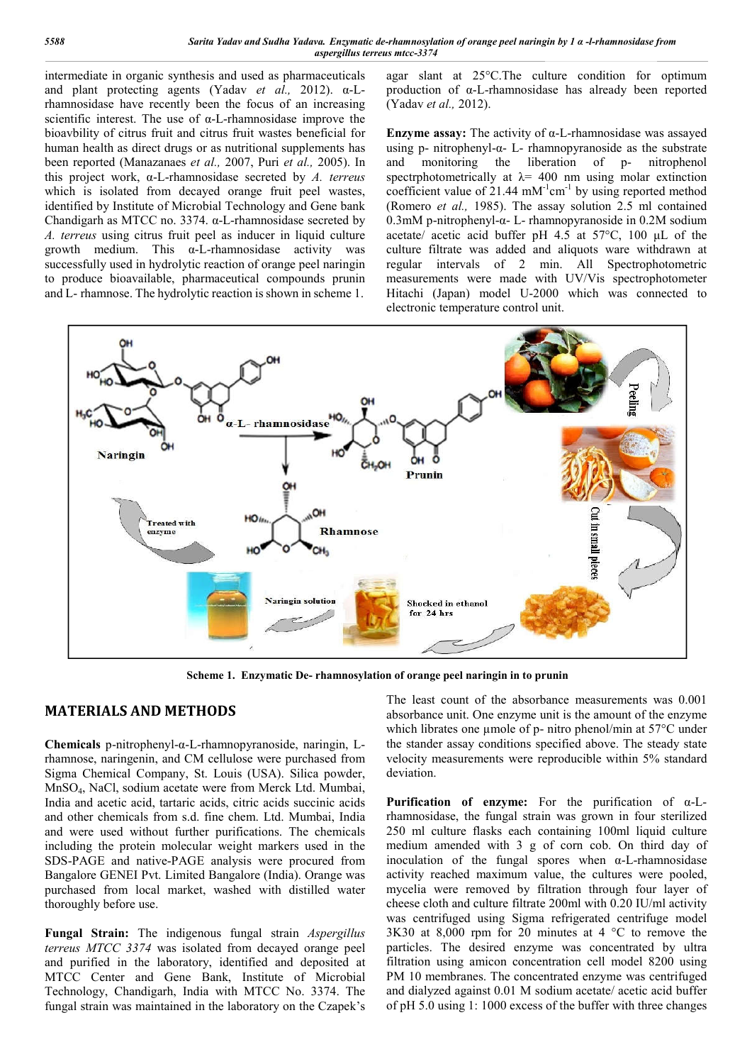intermediate in organic synthesis and used as pharmaceuticals and plant protecting agents (Yadav *et al.,* 2012). α-L-rhamnosidase have recently been the focus of an increasing scientific interest. The use of α-L-rhamnosidase improve the bioavbility of citrus fruit and citrus fruit wastes beneficial for human health as direct drugs or as nutritional supplements has been reported (Manazanaes *et al.,* 2007, Puri *et al.,* 2005). In this project work, α-L-rhamnosidase secreted by *A. terreus* which is isolated from decayed orange fruit peel wastes, identified by Institute of Microbial Technology and Gene bank Chandigarh as MTCC no. 3374. α-L-rhamnosidase secreted by *A. terreus* using citrus fruit peel as inducer in liquid culture growth medium. This α-L-rhamnosidase activity was successfully used in hydrolytic reaction of orange peel naringin to produce bioavailable, pharmaceutical compounds prunin and L- rhamnose. The hydrolytic reaction is shown in scheme 1.

agar slant at 25°C.The culture condition for optimum production of α-L-rhamnosidase has already been reported (Yadav *et al.,* 2012).

**Enzyme assay:** The activity of α-L-rhamnosidase was assayed using p- nitrophenyl-α- L- rhamnopyranoside as the substrate and monitoring the liberation of p- nitrophenol spectrphotometrically at λ= 400 nm using molar extinction coefficient value of 21.44 $mM^{-1}cm^{-1}$ by using reported method (Romero *et al.,* 1985). The assay solution 2.5 ml contained 0.3mM p-nitrophenyl-α- L- rhamnopyranoside in 0.2M sodium acetate/ acetic acid buffer pH 4.5 at 57°C, 100 µL of the culture filtrate was added and aliquots ware withdrawn at regular intervals of 2 min. All Spectrophotometric measurements were made with UV/Vis spectrophotometer Hitachi (Japan) model U-2000 which was connected to electronic temperature control unit.

**Scheme 1. Enzymatic De- rhamnosylation of orange peel naringin in to prunin**

## MATERIALS AND METHODS

**Chemicals** p-nitrophenyl-α-L-rhamnopyranoside, naringin, L-rhamnose, naringenin, and CM cellulose were purchased from Sigma Chemical Company, St. Louis (USA). Silica powder, $MnSO_4$, NaCl, sodium acetate were from Merck Ltd. Mumbai, India and acetic acid, tartaric acids, citric acids succinic acids and other chemicals from s.d. fine chem. Ltd. Mumbai, India and were used without further purifications. The chemicals including the protein molecular weight markers used in the SDS-PAGE and native-PAGE analysis were procured from Bangalore GENEI Pvt. Limited Bangalore (India). Orange was purchased from local market, washed with distilled water thoroughly before use.

**Fungal Strain:** The indigenous fungal strain *Aspergillus terreus MTCC 3374* was isolated from decayed orange peel and purified in the laboratory, identified and deposited at MTCC Center and Gene Bank, Institute of Microbial Technology, Chandigarh, India with MTCC No. 3374. The fungal strain was maintained in the laboratory on the Czapek's

The least count of the absorbance measurements was 0.001 absorbance unit. One enzyme unit is the amount of the enzyme which librates one µmole of p- nitro phenol/min at 57°C under the stander assay conditions specified above. The steady state velocity measurements were reproducible within 5% standard deviation.

**Purification of enzyme:** For the purification of α-L-rhamnosidase, the fungal strain was grown in four sterilized 250 ml culture flasks each containing 100ml liquid culture medium amended with 3 g of corn cob. On third day of inoculation of the fungal spores when α-L-rhamnosidase activity reached maximum value, the cultures were pooled, mycelia were removed by filtration through four layer of cheese cloth and culture filtrate 200ml with 0.20 IU/ml activity was centrifuged using Sigma refrigerated centrifuge model 3K30 at 8,000 rpm for 20 minutes at 4 °C to remove the particles. The desired enzyme was concentrated by ultra filtration using amicon concentration cell model 8200 using PM 10 membranes. The concentrated enzyme was centrifuged and dialyzed against 0.01 M sodium acetate/ acetic acid buffer of pH 5.0 using 1: 1000 excess of the buffer with three changes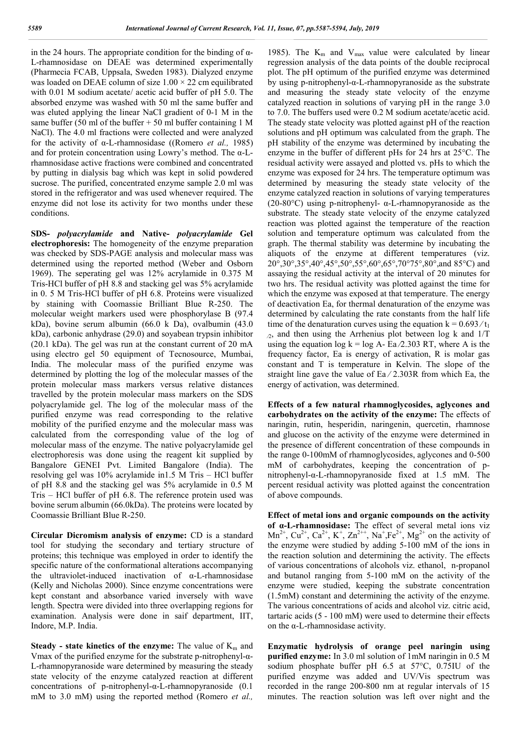in the 24 hours. The appropriate condition for the binding of α-L-rhamnosidase on DEAE was determined experimentally (Pharmecia FCAB, Uppsala, Sweden 1983). Dialyzed enzyme was loaded on DEAE column of size 1.00 × 22 cm equilibrated with 0.01 M sodium acetate/ acetic acid buffer of pH 5.0. The absorbed enzyme was washed with 50 ml the same buffer and was eluted applying the linear NaCl gradient of 0-1 M in the same buffer (50 ml of the buffer + 50 ml buffer containing 1 M NaCl). The 4.0 ml fractions were collected and were analyzed for the activity of α-L-rhamnosidase ((Romero *et al.,* 1985) and for protein concentration using Lowry's method. The α-L-rhamnosidase active fractions were combined and concentrated by putting in dialysis bag which was kept in solid powdered sucrose. The purified, concentrated enzyme sample 2.0 ml was stored in the refrigerator and was used whenever required. The enzyme did not lose its activity for two months under these conditions.

**SDS- *polyacrylamide* and Native- *polyacrylamide* Gel electrophoresis:** The homogeneity of the enzyme preparation was checked by SDS-PAGE analysis and molecular mass was determined using the reported method (Weber and Osborn 1969). The seperating gel was 12% acrylamide in 0.375 M Tris-HCl buffer of pH 8.8 and stacking gel was 5% acrylamide in 0. 5 M Tris-HCl buffer of pH 6.8. Proteins were visualized by staining with Coomassie Brilliant Blue R-250. The molecular weight markers used were phosphorylase B (97.4 kDa), bovine serum albumin (66.0 k Da), ovalbumin (43.0 kDa), carbonic anhydrase (29.0) and soyabean trypsin inhibitor (20.1 kDa). The gel was run at the constant current of 20 mA using electro gel 50 equipment of Tecnosource, Mumbai, India. The molecular mass of the purified enzyme was determined by plotting the log of the molecular masses of the protein molecular mass markers versus relative distances travelled by the protein molecular mass markers on the SDS polyacrylamide gel. The log of the molecular mass of the purified enzyme was read corresponding to the relative mobility of the purified enzyme and the molecular mass was calculated from the corresponding value of the log of molecular mass of the enzyme. The native polyacrylamide gel electrophoresis was done using the reagent kit supplied by Bangalore GENEI Pvt. Limited Bangalore (India). The resolving gel was 10% acrylamide in1.5 M Tris – HCl buffer of pH 8.8 and the stacking gel was 5% acrylamide in 0.5 M Tris – HCl buffer of pH 6.8. The reference protein used was bovine serum albumin (66.0kDa). The proteins were located by Coomassie Brilliant Blue R-250.

**Circular Dicromism analysis of enzyme:** CD is a standard tool for studying the secondary and tertiary structure of proteins; this technique was employed in order to identify the specific nature of the conformational alterations accompanying the ultraviolet-induced inactivation of α-L-rhamnosidase (Kelly and Nicholas 2000). Since enzyme concentrations were kept constant and absorbance varied inversely with wave length. Spectra were divided into three overlapping regions for examination. Analysis were done in saif department, IIT, Indore, M.P. India.

**Steady - state kinetics of the enzyme:** The value of $K_m$ and Vmax of the purified enzyme for the substrate p-nitrophenyl-α-L-rhamnopyranoside ware determined by measuring the steady state velocity of the enzyme catalyzed reaction at different concentrations of p-nitrophenyl-α-L-rhamnopyranoside (0.1 mM to 3.0 mM) using the reported method (Romero *et al.,* 1985). The $K_m$ and $V_{max}$ value were calculated by linear regression analysis of the data points of the double reciprocal plot. The pH optimum of the purified enzyme was determined by using p-nitrophenyl-α-L-rhamnopyranoside as the substrate and measuring the steady state velocity of the enzyme catalyzed reaction in solutions of varying pH in the range 3.0 to 7.0. The buffers used were 0.2 M sodium acetate/acetic acid. The steady state velocity was plotted against pH of the reaction solutions and pH optimum was calculated from the graph. The pH stability of the enzyme was determined by incubating the enzyme in the buffer of different pHs for 24 hrs at 25°C. The residual activity were assayed and plotted vs. pHs to which the enzyme was exposed for 24 hrs. The temperature optimum was determined by measuring the steady state velocity of the enzyme catalyzed reaction in solutions of varying temperatures (20-80°C) using p-nitrophenyl- α-L-rhamnopyranoside as the substrate. The steady state velocity of the enzyme catalyzed reaction was plotted against the temperature of the reaction solution and temperature optimum was calculated from the graph. The thermal stability was determine by incubating the aliquots of the enzyme at different temperatures (viz. 20°,30°,35°,40°,45°,50°,55°,60°,65°,70°75°,80°,and 85°C) and assaying the residual activity at the interval of 20 minutes for two hrs. The residual activity was plotted against the time for which the enzyme was exposed at that temperature. The energy of deactivation Ea, for thermal denaturation of the enzyme was determined by calculating the rate constants from the half life time of the denaturation curves using the equation $k = 0.693/t_{1/2}$, and then using the Arrhenius plot between log k and 1/T using the equation $\log k = \log A - Ea/2.303\ RT$, where A is the frequency factor, Ea is energy of activation, R is molar gas constant and T is temperature in Kelvin. The slope of the straight line gave the value of $Ea/2.303R$ from which Ea, the energy of activation, was determined.

**Effects of a few natural rhamnoglycosides, aglycones and carbohydrates on the activity of the enzyme:** The effects of naringin, rutin, hesperidin, naringenin, quercetin, rhamnose and glucose on the activity of the enzyme were determined in the presence of different concentration of these compounds in the range 0-100mM of rhamnoglycosides, aglycones and 0-500 mM of carbohydrates, keeping the concentration of p-nitrophenyl-α-L-rhamnopyranoside fixed at 1.5 mM. The percent residual activity was plotted against the concentration of above compounds.

**Effect of metal ions and organic compounds on the activity of α-L-rhamnosidase:** The effect of several metal ions viz $Mn^{2+}$, $Cu^{2+}$, $Ca^{2+}$, $K^{+}$, $Zn^{2++}$, $Na^{+}$,$Fe^{2+}$, $Mg^{2+}$ on the activity of the enzyme were studied by adding 5-100 mM of the ions in the reaction solution and determining the activity. The effects of various concentrations of alcohols viz. ethanol, n-propanol and butanol ranging from 5-100 mM on the activity of the enzyme were studied, keeping the substrate concentration (1.5mM) constant and determining the activity of the enzyme. The various concentrations of acids and alcohol viz. citric acid, tartaric acids (5 - 100 mM) were used to determine their effects on the α-L-rhamnosidase activity.

**Enzymatic hydrolysis of orange peel naringin using purified enzyme:** In 3.0 ml solution of 1mM naringin in 0.5 M sodium phosphate buffer pH 6.5 at 57°C, 0.75IU of the purified enzyme was added and UV/Vis spectrum was recorded in the range 200-800 nm at regular intervals of 15 minutes. The reaction solution was left over night and the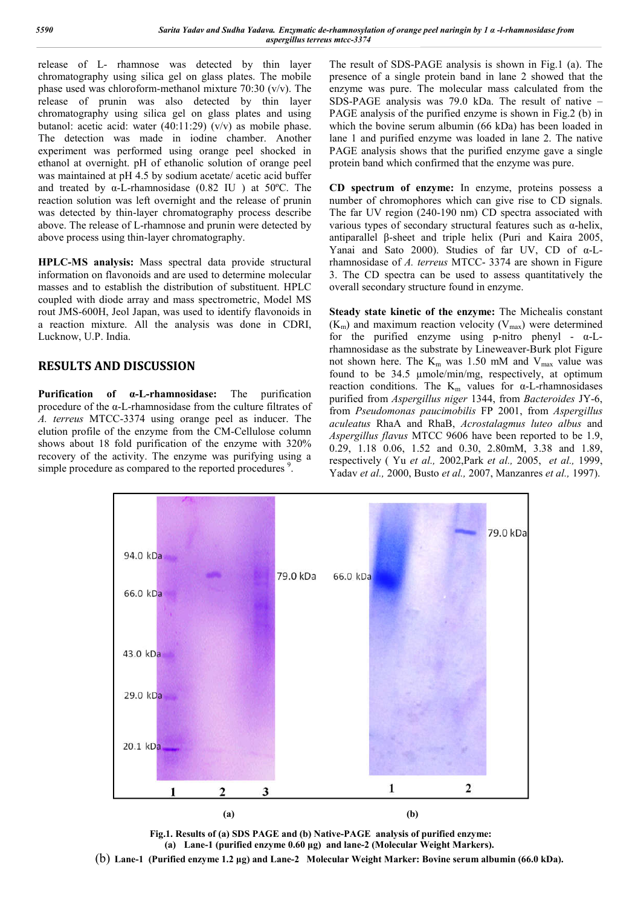release of L- rhamnose was detected by thin layer chromatography using silica gel on glass plates. The mobile phase used was chloroform-methanol mixture 70:30 (v/v). The release of prunin was also detected by thin layer chromatography using silica gel on glass plates and using butanol: acetic acid: water (40:11:29) (v/v) as mobile phase. The detection was made in iodine chamber. Another experiment was performed using orange peel shocked in ethanol at overnight. pH of ethanolic solution of orange peel was maintained at pH 4.5 by sodium acetate/ acetic acid buffer and treated by α-L-rhamnosidase (0.82 IU ) at 50ºC. The reaction solution was left overnight and the release of prunin was detected by thin-layer chromatography process describe above. The release of L-rhamnose and prunin were detected by above process using thin-layer chromatography.

**HPLC-MS analysis:** Mass spectral data provide structural information on flavonoids and are used to determine molecular masses and to establish the distribution of substituent. HPLC coupled with diode array and mass spectrometric, Model MS rout JMS-600H, Jeol Japan, was used to identify flavonoids in a reaction mixture. All the analysis was done in CDRI, Lucknow, U.P. India.

## RESULTS AND DISCUSSION

**Purification of α-L-rhamnosidase:** The purification procedure of the α-L-rhamnosidase from the culture filtrates of *A. terreus* MTCC-3374 using orange peel as inducer. The elution profile of the enzyme from the CM-Cellulose column shows about 18 fold purification of the enzyme with 320% recovery of the activity. The enzyme was purifying using a simple procedure as compared to the reported procedures [9].

The result of SDS-PAGE analysis is shown in Fig.1 (a). The presence of a single protein band in lane 2 showed that the enzyme was pure. The molecular mass calculated from the SDS-PAGE analysis was 79.0 kDa. The result of native – PAGE analysis of the purified enzyme is shown in Fig.2 (b) in which the bovine serum albumin (66 kDa) has been loaded in lane 1 and purified enzyme was loaded in lane 2. The native PAGE analysis shows that the purified enzyme gave a single protein band which confirmed that the enzyme was pure.

**CD spectrum of enzyme:** In enzyme, proteins possess a number of chromophores which can give rise to CD signals. The far UV region (240-190 nm) CD spectra associated with various types of secondary structural features such as α-helix, antiparallel β-sheet and triple helix (Puri and Kaira 2005, Yanai and Sato 2000). Studies of far UV, CD of α-L-rhamnosidase of *A. terreus* MTCC- 3374 are shown in Figure 3. The CD spectra can be used to assess quantitatively the overall secondary structure found in enzyme.

**Steady state kinetic of the enzyme:** The Michealis constant ($K_m$) and maximum reaction velocity ($V_{max}$) were determined for the purified enzyme using p-nitro phenyl - α-L-rhamnosidase as the substrate by Lineweaver-Burk plot Figure not shown here. The $K_m$ was 1.50 mM and $V_{max}$ value was found to be 34.5 µmole/min/mg, respectively, at optimum reaction conditions. The $K_m$ values for α-L-rhamnosidases purified from *Aspergillus niger* 1344, from *Bacteroides* JY-6, from *Pseudomonas paucimobilis* FP 2001, from *Aspergillus aculeatus* RhaA and RhaB, *Acrostalagmus luteo albus* and *Aspergillus flavus* MTCC 9606 have been reported to be 1.9, 0.29, 1.18 0.06, 1.52 and 0.30, 2.80mM, 3.38 and 1.89, respectively ( Yu *et al.,* 2002,Park *et al.,* 2005, *et al.,* 1999, Yadav *et al.,* 2000, Busto *et al.,* 2007, Manzanres *et al.,* 1997).

**Fig.1. Results of (a) SDS PAGE and (b) Native-PAGE analysis of purified enzyme:**
**(a) Lane-1 (purified enzyme 0.60 µg) and lane-2 (Molecular Weight Markers).**
(b) **Lane-1 (Purified enzyme 1.2 µg) and Lane-2 Molecular Weight Marker: Bovine serum albumin (66.0 kDa).**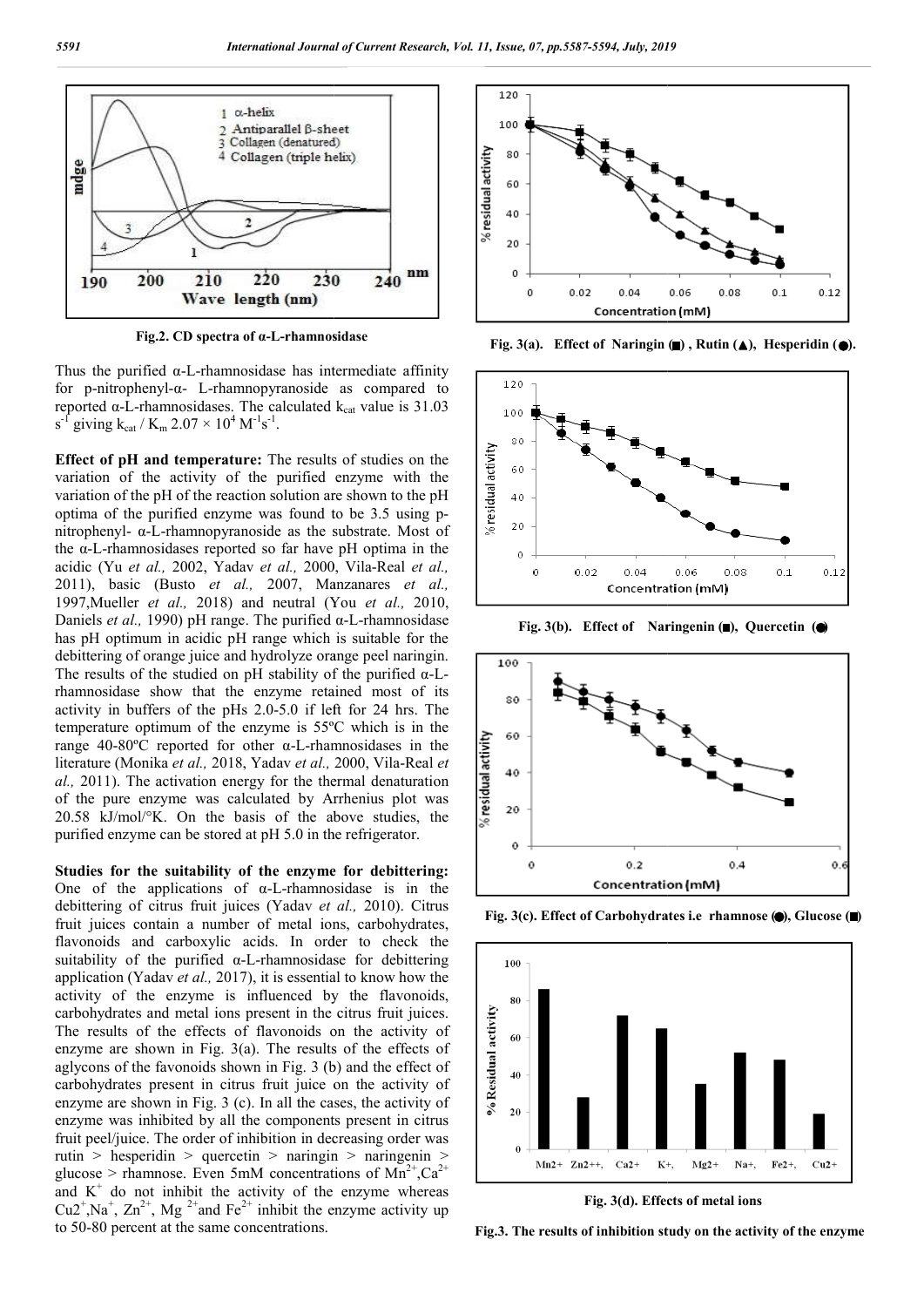Fig.2. CD spectra of α-L-rhamnosidase

Thus the purified α-L-rhamnosidase has intermediate affinity for p-nitrophenyl-α- L-rhamnopyranoside as compared to reported α-L-rhamnosidases. The calculated $k_{cat}$ value is 31.03 $s^{-1}$ giving $k_{cat} / K_m$ $2.07 \times 10^4$ $M^{-1}s^{-1}$.

**Effect of pH and temperature:** The results of studies on the variation of the activity of the purified enzyme with the variation of the pH of the reaction solution are shown to the pH optima of the purified enzyme was found to be 3.5 using p-nitrophenyl- α-L-rhamnopyranoside as the substrate. Most of the α-L-rhamnosidases reported so far have pH optima in the acidic (Yu *et al.,* 2002, Yadav *et al.,* 2000, Vila-Real *et al.,* 2011), basic (Busto *et al.,* 2007, Manzanares *et al.,* 1997,Mueller *et al.,* 2018) and neutral (You *et al.,* 2010, Daniels *et al.,* 1990) pH range. The purified α-L-rhamnosidase has pH optimum in acidic pH range which is suitable for the debittering of orange juice and hydrolyze orange peel naringin. The results of the studied on pH stability of the purified α-L-rhamnosidase show that the enzyme retained most of its activity in buffers of the pHs 2.0-5.0 if left for 24 hrs. The temperature optimum of the enzyme is 55ºC which is in the range 40-80ºC reported for other α-L-rhamnosidases in the literature (Monika *et al.,* 2018, Yadav *et al.,* 2000, Vila-Real *et al.,* 2011). The activation energy for the thermal denaturation of the pure enzyme was calculated by Arrhenius plot was 20.58 kJ/mol/°K. On the basis of the above studies, the purified enzyme can be stored at pH 5.0 in the refrigerator.

**Studies for the suitability of the enzyme for debittering:** One of the applications of α-L-rhamnosidase is in the debittering of citrus fruit juices (Yadav *et al.,* 2010). Citrus fruit juices contain a number of metal ions, carbohydrates, flavonoids and carboxylic acids. In order to check the suitability of the purified α-L-rhamnosidase for debittering application (Yadav *et al.,* 2017), it is essential to know how the activity of the enzyme is influenced by the flavonoids, carbohydrates and metal ions present in the citrus fruit juices. The results of the effects of flavonoids on the activity of enzyme are shown in Fig. 3(a). The results of the effects of aglycons of the favonoids shown in Fig. 3 (b) and the effect of carbohydrates present in citrus fruit juice on the activity of enzyme are shown in Fig. 3 (c). In all the cases, the activity of enzyme was inhibited by all the components present in citrus fruit peel/juice. The order of inhibition in decreasing order was rutin > hesperidin > quercetin > naringin > naringenin > glucose > rhamnose. Even 5mM concentrations of $Mn^{2+}$,$Ca^{2+}$ and $K^{+}$ do not inhibit the activity of the enzyme whereas $Cu2^{+}$,$Na^{+}$, $Zn^{2+}$, $Mg^{2+}$and $Fe^{2+}$ inhibit the enzyme activity up to 50-80 percent at the same concentrations.

Fig. 3(a). Effect of Naringin (■) , Rutin (▲), Hesperidin (●).

Fig. 3(b). Effect of Naringenin (■), Quercetin (●)

Fig. 3(c). Effect of Carbohydrates i.e rhamnose (●), Glucose (■)

Fig. 3(d). Effects of metal ions

Fig.3. The results of inhibition study on the activity of the enzyme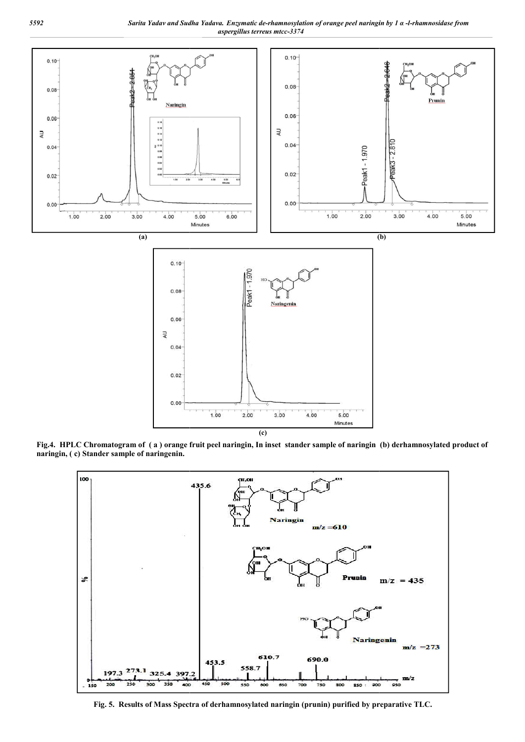**Fig.4. HPLC Chromatogram of ( a ) orange fruit peel naringin, In inset stander sample of naringin (b) derhamnosylated product of naringin, ( c) Stander sample of naringenin.**

**Fig. 5. Results of Mass Spectra of derhamnosylated naringin (prunin) purified by preparative TLC.**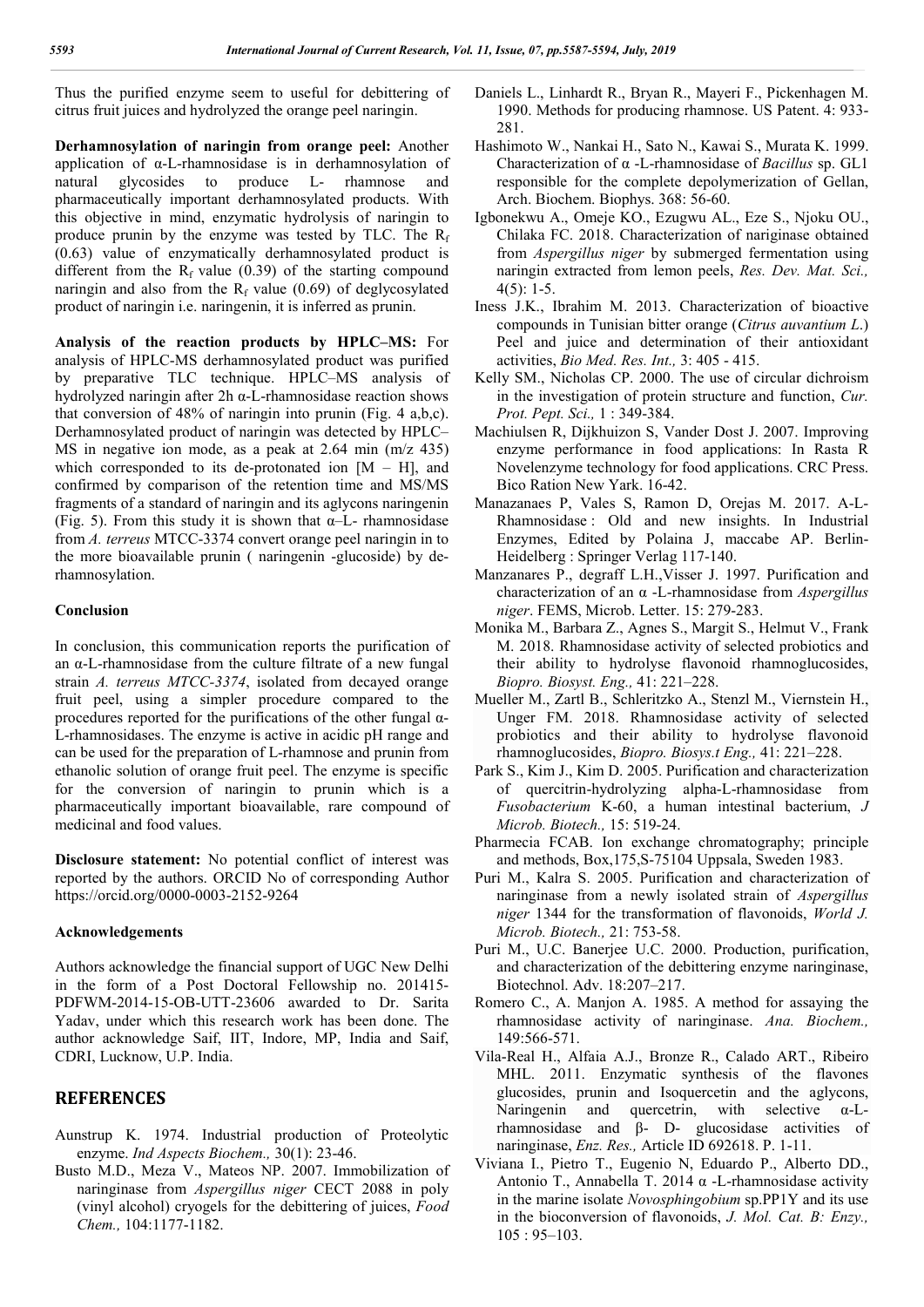Thus the purified enzyme seem to useful for debittering of citrus fruit juices and hydrolyzed the orange peel naringin.

**Derhamnosylation of naringin from orange peel:** Another application of α-L-rhamnosidase is in derhamnosylation of natural glycosides to produce L- rhamnose and pharmaceutically important derhamnosylated products. With this objective in mind, enzymatic hydrolysis of naringin to produce prunin by the enzyme was tested by TLC. The $R_f$ (0.63) value of enzymatically derhamnosylated product is different from the $R_f$ value (0.39) of the starting compound naringin and also from the $R_f$ value (0.69) of deglycosylated product of naringin i.e. naringenin, it is inferred as prunin.

**Analysis of the reaction products by HPLC–MS:** For analysis of HPLC-MS derhamnosylated product was purified by preparative TLC technique. HPLC–MS analysis of hydrolyzed naringin after 2h α-L-rhamnosidase reaction shows that conversion of 48% of naringin into prunin (Fig. 4 a,b,c). Derhamnosylated product of naringin was detected by HPLC–MS in negative ion mode, as a peak at 2.64 min (m/z 435) which corresponded to its de-protonated ion [M – H], and confirmed by comparison of the retention time and MS/MS fragments of a standard of naringin and its aglycons naringenin (Fig. 5). From this study it is shown that α–L- rhamnosidase from *A. terreus* MTCC-3374 convert orange peel naringin in to the more bioavailable prunin ( naringenin -glucoside) by de-rhamnosylation.

## Conclusion

In conclusion, this communication reports the purification of an α-L-rhamnosidase from the culture filtrate of a new fungal strain *A. terreus MTCC-3374*, isolated from decayed orange fruit peel, using a simpler procedure compared to the procedures reported for the purifications of the other fungal α-L-rhamnosidases. The enzyme is active in acidic pH range and can be used for the preparation of L-rhamnose and prunin from ethanolic solution of orange fruit peel. The enzyme is specific for the conversion of naringin to prunin which is a pharmaceutically important bioavailable, rare compound of medicinal and food values.

**Disclosure statement:** No potential conflict of interest was reported by the authors. ORCID No of corresponding Author https://orcid.org/0000-0003-2152-9264

## Acknowledgements

Authors acknowledge the financial support of UGC New Delhi in the form of a Post Doctoral Fellowship no. 201415-PDFWM-2014-15-OB-UTT-23606 awarded to Dr. Sarita Yadav, under which this research work has been done. The author acknowledge Saif, IIT, Indore, MP, India and Saif, CDRI, Lucknow, U.P. India.

## REFERENCES

Aunstrup K. 1974. Industrial production of Proteolytic enzyme. *Ind Aspects Biochem.,* 30(1): 23-46.

Busto M.D., Meza V., Mateos NP. 2007. Immobilization of naringinase from *Aspergillus niger* CECT 2088 in poly (vinyl alcohol) cryogels for the debittering of juices, *Food Chem.,* 104:1177-1182.

Daniels L., Linhardt R., Bryan R., Mayeri F., Pickenhagen M. 1990. Methods for producing rhamnose. US Patent. 4: 933-281.

Hashimoto W., Nankai H., Sato N., Kawai S., Murata K. 1999. Characterization of α -L-rhamnosidase of *Bacillus* sp. GL1 responsible for the complete depolymerization of Gellan, Arch. Biochem. Biophys. 368: 56-60.

Igbonekwu A., Omeje KO., Ezugwu AL., Eze S., Njoku OU., Chilaka FC. 2018. Characterization of nariginase obtained from *Aspergillus niger* by submerged fermentation using naringin extracted from lemon peels, *Res. Dev. Mat. Sci.,* 4(5): 1-5.

Iness J.K., Ibrahim M. 2013. Characterization of bioactive compounds in Tunisian bitter orange (*Citrus auvantium L.*) Peel and juice and determination of their antioxidant activities, *Bio Med. Res. Int.,* 3: 405 - 415.

Kelly SM., Nicholas CP. 2000. The use of circular dichroism in the investigation of protein structure and function, *Cur. Prot. Pept. Sci.,* 1 : 349-384.

Machiulsen R, Dijkhuizon S, Vander Dost J. 2007. Improving enzyme performance in food applications: In Rasta R Novelenzyme technology for food applications. CRC Press. Bico Ration New Yark. 16-42.

Manazanaes P, Vales S, Ramon D, Orejas M. 2017. A-L-Rhamnosidase : Old and new insights. In Industrial Enzymes, Edited by Polaina J, maccabe AP. Berlin-Heidelberg : Springer Verlag 117-140.

Manzanares P., degraff L.H.,Visser J. 1997. Purification and characterization of an α -L-rhamnosidase from *Aspergillus niger*. FEMS, Microb. Letter. 15: 279-283.

Monika M., Barbara Z., Agnes S., Margit S., Helmut V., Frank M. 2018. Rhamnosidase activity of selected probiotics and their ability to hydrolyse flavonoid rhamnoglucosides, *Biopro. Biosyst. Eng.,* 41: 221–228.

Mueller M., Zartl B., Schleritzko A., Stenzl M., Viernstein H., Unger FM. 2018. Rhamnosidase activity of selected probiotics and their ability to hydrolyse flavonoid rhamnoglucosides, *Biopro. Biosys.t Eng.,* 41: 221–228.

Park S., Kim J., Kim D. 2005. Purification and characterization of quercitrin-hydrolyzing alpha-L-rhamnosidase from *Fusobacterium* K-60, a human intestinal bacterium, *J Microb. Biotech.,* 15: 519-24.

Pharmecia FCAB. Ion exchange chromatography; principle and methods, Box,175,S-75104 Uppsala, Sweden 1983.

Puri M., Kalra S. 2005. Purification and characterization of naringinase from a newly isolated strain of *Aspergillus niger* 1344 for the transformation of flavonoids, *World J. Microb. Biotech.,* 21: 753-58.

Puri M., U.C. Banerjee U.C. 2000. Production, purification, and characterization of the debittering enzyme naringinase, Biotechnol. Adv. 18:207–217.

Romero C., A. Manjon A. 1985. A method for assaying the rhamnosidase activity of naringinase. *Ana. Biochem.,* 149:566-571.

Vila-Real H., Alfaia A.J., Bronze R., Calado ART., Ribeiro MHL. 2011. Enzymatic synthesis of the flavones glucosides, prunin and Isoquercetin and the aglycons, Naringenin and quercetrin, with selective α-L-rhamnosidase and β- D- glucosidase activities of naringinase, *Enz. Res.,* Article ID 692618. P. 1-11.

Viviana I., Pietro T., Eugenio N, Eduardo P., Alberto DD., Antonio T., Annabella T. 2014 α -L-rhamnosidase activity in the marine isolate *Novosphingobium* sp.PP1Y and its use in the bioconversion of flavonoids, *J. Mol. Cat. B: Enzy.,* 105 : 95–103.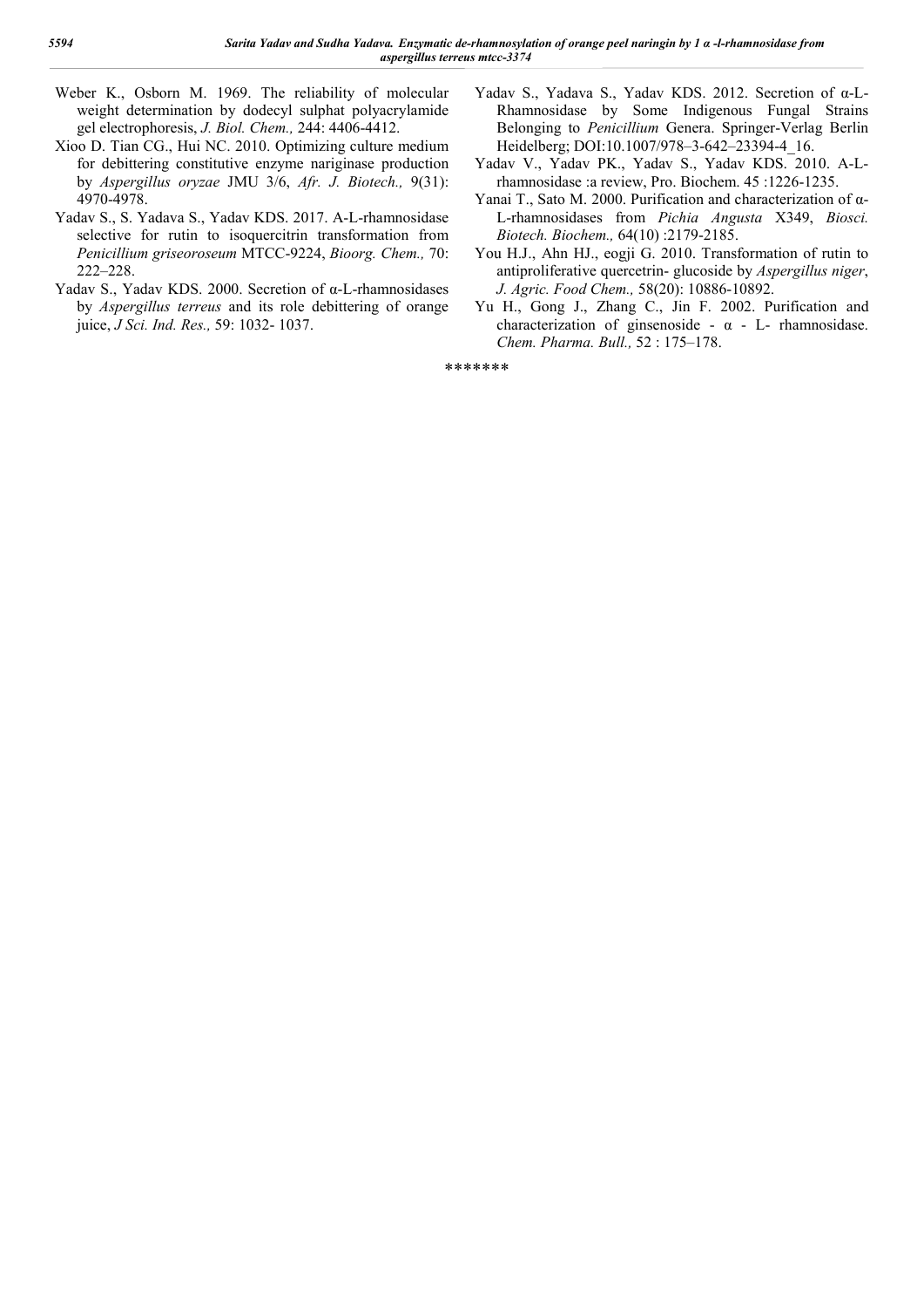Weber K., Osborn M. 1969. The reliability of molecular weight determination by dodecyl sulphat polyacrylamide gel electrophoresis, *J. Biol. Chem.,* 244: 4406-4412.

Xioo D. Tian CG., Hui NC. 2010. Optimizing culture medium for debittering constitutive enzyme nariginase production by *Aspergillus oryzae* JMU 3/6, *Afr. J. Biotech.,* 9(31): 4970-4978.

Yadav S., S. Yadava S., Yadav KDS. 2017. A-L-rhamnosidase selective for rutin to isoquercitrin transformation from *Penicillium griseoroseum* MTCC-9224, *Bioorg. Chem.,* 70: 222–228.

Yadav S., Yadav KDS. 2000. Secretion of α-L-rhamnosidases by *Aspergillus terreus* and its role debittering of orange juice, *J Sci. Ind. Res.,* 59: 1032- 1037.

Yadav S., Yadava S., Yadav KDS. 2012. Secretion of α-L-Rhamnosidase by Some Indigenous Fungal Strains Belonging to *Penicillium* Genera. Springer-Verlag Berlin Heidelberg; DOI:10.1007/978–3-642–23394-4_16.

Yadav V., Yadav PK., Yadav S., Yadav KDS. 2010. A-L-rhamnosidase :a review, Pro. Biochem. 45 :1226-1235.

Yanai T., Sato M. 2000. Purification and characterization of α-L-rhamnosidases from *Pichia Angusta* X349, *Biosci. Biotech. Biochem.,* 64(10) :2179-2185.

You H.J., Ahn HJ., eogji G. 2010. Transformation of rutin to antiproliferative quercetrin- glucoside by *Aspergillus niger*, *J. Agric. Food Chem.,* 58(20): 10886-10892.

Yu H., Gong J., Zhang C., Jin F. 2002. Purification and characterization of ginsenoside - α - L- rhamnosidase. *Chem. Pharma. Bull.,* 52 : 175–178.

*******